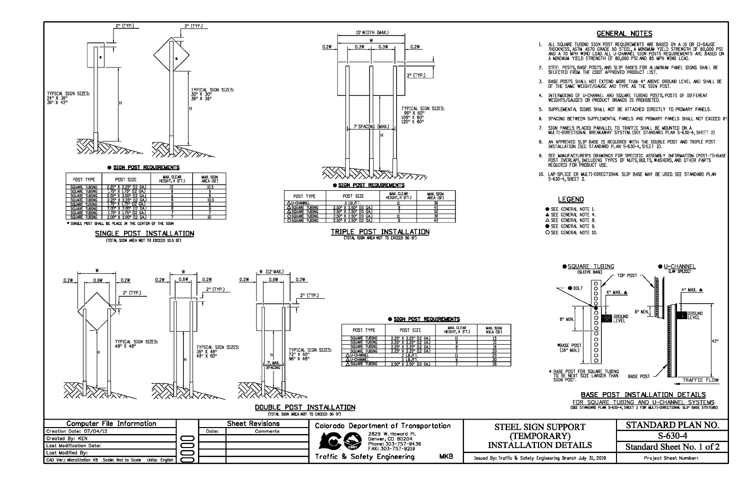# STEEL SIGN SUPPORT (TEMPORARY) INSTALLATION DETAILS

## SINGLE POST INSTALLATION

(TOTAL SIGN AREA NOT TO EXCEED 10.5 SF)

2" (TYP.)

TYPICAL SIGN SIZES:
24" X 36"
36" X 42"

TYPICAL SIGN SIZES:
30" X 30"
36" X 36"

● SIGN POST REQUIREMENTS

| POST TYPE | POST SIZE | MAX. CLEAR HEIGHT, H (FT.) | MAX. SIGN AREA (SF) |
|---|---|---|---|
| SQUARE TUBING | 2.25" X 2.25" (12 GA.) | 10 | 10.5 |
| SQUARE TUBING | 1.75" X 1.75" (12 GA.) | 9 | 5 |
| SQUARE TUBING | 2.00" X 2.00" (12 GA.) | 9 | 8 |
| SQUARE TUBING | 2.25" X 2.25" (12 GA.) | 9 | 10.5 |
| SQUARE TUBING | 1.75" X 1.75" (12 GA.) | 8 | 6 |
| SQUARE TUBING | 2.00" X 2.00" (12 GA.) | 8 | 9 |
| SQUARE TUBING | 1.75" X 1.75" (12 GA.) | 7 | 7 |
| SQUARE TUBING | 2.00" X 2.00" (12 GA.) | 7 | 10 |

* SINGLE POST SHALL BE PLACE IN THE CENTER OF THE SIGN

## TRIPLE POST INSTALLATION

(TOTAL SIGN AREA NOT TO EXCEED 50 SF)

12' WIDTH (MAX.), W; 0.2W, 0.3W, 0.3W, 0.2W; 2" (TYP.); 7' SPACING (MAX.)

TYPICAL SIGN SIZES:
96" X 60"
108" X 60"
120" X 60"

● SIGN POST REQUIREMENTS

| POST TYPE | POST SIZE | MAX. CLEAR HEIGHT, H (FT.) | MAX. SIGN AREA (SF) |
|---|---|---|---|
| △ U-CHANNEL | 3 LB./FT. | 11 | 36 |
| △ SQUARE TUBING | 2.50" X 2.50" (10 GA.) | 9 | 45 |
| △ SQUARE TUBING | 2.50" X 2.50" (10 GA.) | 7 | 50 |
| O SQUARE TUBING | 2.50" X 2.50" (10 GA.) | 11 | 36 |
| O SQUARE TUBING | 2.50" X 2.50" (10 GA.) | 9 | 45 |

## DOUBLE POST INSTALLATION

(TOTAL SIGN AREA NOT TO EXCEED 30 SF)

W; 0.2W, 0.6W, 0.2W; 2" (TYP.); W (12' MAX.); 7' MAX. SPACING

TYPICAL SIGN SIZES:
48" X 48"

TYPICAL SIGN SIZES:
36" X 48"
48" X 60"

TYPICAL SIGN SIZES:
72" X 60"
96" X 48"

● SIGN POST REQUIREMENTS

| POST TYPE | POST SIZE | MAX. CLEAR HEIGHT, H (FT.) | MAX. SIGN AREA (SF) |
|---|---|---|---|
| SQUARE TUBING | 2.25" X 2.25" (12 GA.) | 11 | 13 |
| SQUARE TUBING | 2.25" X 2.25" (12 GA.) | 9 | 15 |
| SQUARE TUBING | 2.25" X 2.25" (12 GA.) | 8 | 16 |
| SQUARE TUBING | 2.25" X 2.25" (12 GA.) | 7 | 20 |
| △ U-CHANNEL | 3 LB./FT. | 11 | 25 |
| △ U-CHANNEL | 3 LB./FT. | 9 | 30 |
| △ SQUARE TUBING | 2.50" X 2.50" (10 GA.) | 7 | 36 |

## GENERAL NOTES

1. ALL SQUARE TUBING SIGN POST REQUIREMENTS ARE BASED ON A 10 OR 12-GAUGE THICKNESS, ASTM A570 GRADE 50 STEEL, A MINIMUM YIELD STRENGTH OF 60,000 PSI AND A 70 MPH WIND LOAD. ALL U-CHANNEL SIGN POSTS REQUIREMENTS ARE BASED ON A MINIMUM YIELD STRENGTH OF 80,000 PSI AND 85 MPH WIND LOAD.
2. STEEL POSTS, BASE POSTS, AND SLIP BASES FOR ALUMINUM PANEL SIGNS SHALL BE SELECTED FROM THE CDOT APPROVED PRODUCT LIST.
3. BASE POSTS SHALL NOT EXTEND MORE THAN 4" ABOVE GROUND LEVEL AND SHALL BE OF THE SAME WEIGHT/GAUGE AND TYPE AS THE SIGN POST.
4. INTERMIXING OF U-CHANNEL AND SQUARE TUBING POSTS, POSTS OF DIFFERENT WEIGHTS/GAUGES OR PRODUCT BRANDS IS PROHIBITED.
5. SUPPLEMENTAL SIGNS SHALL NOT BE ATTACHED DIRECTLY TO PRIMARY PANELS.
6. SPACING BETWEEN SUPPLEMENTAL PANELS AND PRIMARY PANELS SHALL NOT EXCEED 6".
7. SIGN PANELS PLACED PARALLEL TO TRAFFIC SHALL BE MOUNTED ON A MULTI-DIRECTIONAL BREAKAWAY SYSTEM. (SEE STANDARD PLAN S-630-4, SHEET 2)
8. AN APPROVED SLIP BASE IS REQUIRED WITH THE DOUBLE POST AND TRIPLE POST INSTALLATION. (SEE STANDARD PLAN S-630-4, SHEET 2).
9. SEE MANUFACTURER'S DRAWINGS FOR SPECIFIC ASSEMBLY INFORMATION (POST-TO-BASE POST OVERLAP), INCLUDING TYPES OF NUTS, BOLTS, WASHERS, AND OTHER PARTS REQUIRED FOR PRODUCT USE.
10. LAP-SPLICE OR MULTI-DIRECTIONAL SLIP BASE MAY BE USED. SEE STANDARD PLAN S-630-4, SHEET 2.

## LEGEND

- ● SEE GENERAL NOTE 1.
- ▲ SEE GENERAL NOTE 4.
- △ SEE GENERAL NOTE 8.
- ● SEE GENERAL NOTE 9.
- O SEE GENERAL NOTE 10.

## BASE POST INSTALLATION DETAILS

FOR SQUARE TUBING AND U-CHANNEL SYSTEMS

(SEE STANDARD PLAN S-630-4, SHEET 2 FOR MULTI-DIRECTIONAL SLIP BASE SYSTEMS)

● SQUARE TUBING (SLEEVE BASE): TOP POST; ● BOLT; 4" MAX. ▲; 8" MIN.; GROUND LEVEL; *BASE POST (36" MIN.)

● U-CHANNEL (LAP SPLICE): 4" MAX. ▲; 6" MIN.; GROUND LEVEL; 42"; BASE POST; TRAFFIC FLOW

* BASE POST FOR SQUARE TUBING TO BE NEXT SIZE LARGER THAN SIGN POST.

| Computer File Information | |
|---|---|
| Creation Date: 07/04/12 | |
| Created By: KEN | |
| Last Modification Date: | |
| Last Modified By: | |
| CAD Ver.: MicroStation V8 | Scale: Not to Scale Units: English |

| Sheet Revisions | |
|---|---|
| Date: | Comments |

Colorado Department of Transportation
2829 W. Howard Pl.
Denver, CO 80204
Phone: 303-757-9436
FAX: 303-757-9219

Traffic & Safety Engineering MKB

Issued By: Traffic & Safety Engineering Branch July 31, 2019

STANDARD PLAN NO. S-630-4

Standard Sheet No. 1 of 2

Project Sheet Number: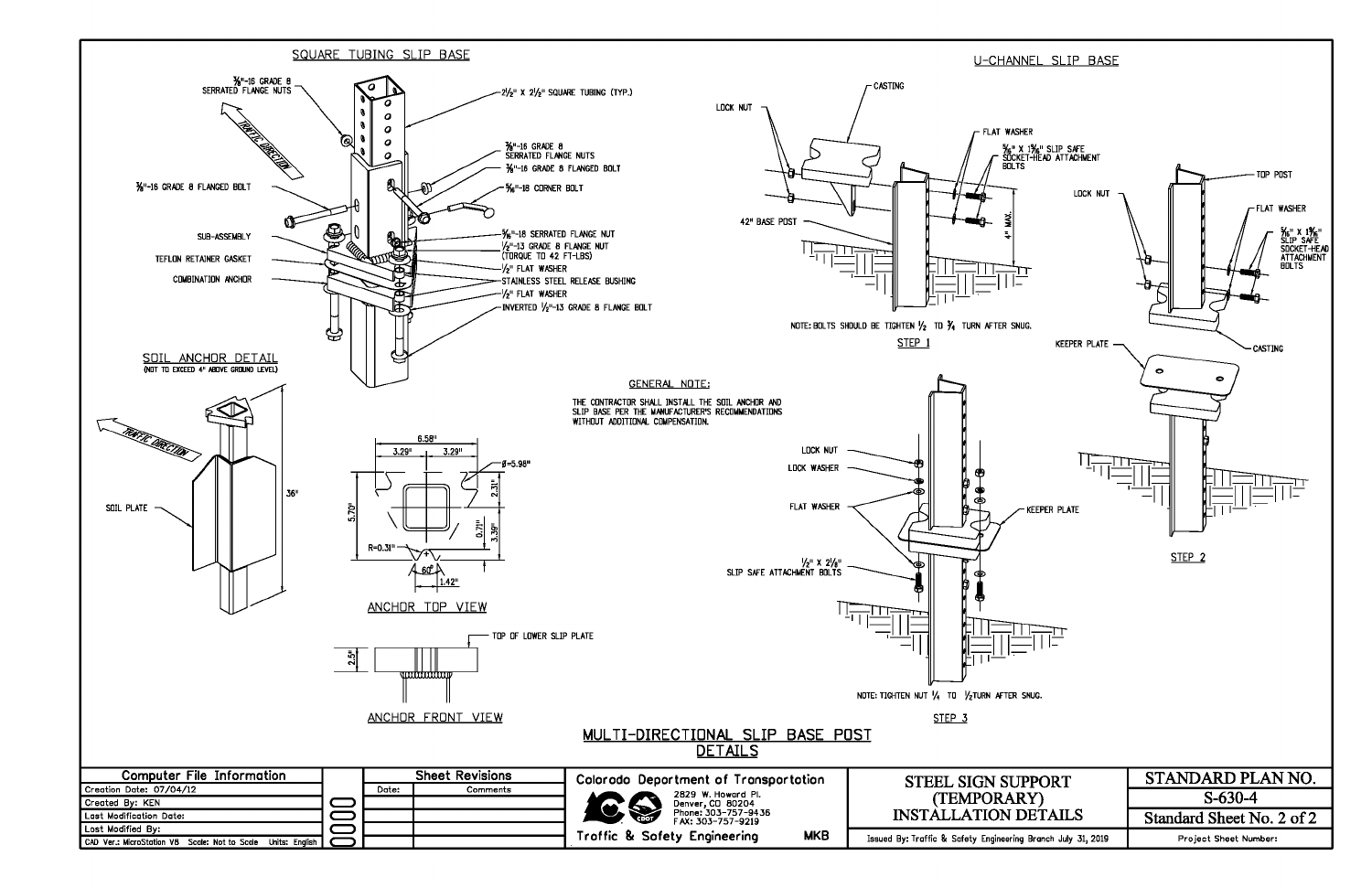## MULTI-DIRECTIONAL SLIP BASE POST DETAILS

### SQUARE TUBING SLIP BASE

- 3/8"-16 GRADE 8 SERRATED FLANGE NUTS
- TRAFFIC DIRECTION
- 2 1/2" X 2 1/2" SQUARE TUBING (TYP.)
- 3/8"-16 GRADE 8 SERRATED FLANGE NUTS
- 3/8"-16 GRADE 8 FLANGED BOLT
- 3/8"-16 GRADE 8 FLANGED BOLT
- 5/16"-18 CORNER BOLT
- SUB-ASSEMBLY
- 5/16"-18 SERRATED FLANGE NUT
- 1/2"-13 GRADE 8 FLANGE NUT (TORQUE TO 42 FT-LBS)
- TEFLON RETAINER GASKET
- 1/2" FLAT WASHER
- COMBINATION ANCHOR
- STAINLESS STEEL RELEASE BUSHING
- 1/2" FLAT WASHER
- INVERTED 1/2"-13 GRADE 8 FLANGE BOLT

### SOIL ANCHOR DETAIL
(NOT TO EXCEED 4" ABOVE GROUND LEVEL)

- TRAFFIC DIRECTION
- SOIL PLATE
- 36"

### ANCHOR TOP VIEW

6.58"
3.29" 3.29"
Ø=5.98"
5.70"
2.31"
0.71"
3.39"
R=0.31"
60°
1.42"

### ANCHOR FRONT VIEW

2.5"
TOP OF LOWER SLIP PLATE

### GENERAL NOTE:

THE CONTRACTOR SHALL INSTALL THE SOIL ANCHOR AND SLIP BASE PER THE MANUFACTURER'S RECOMMENDATIONS WITHOUT ADDITIONAL COMPENSATION.

### U-CHANNEL SLIP BASE

#### STEP 1

- CASTING
- LOCK NUT
- FLAT WASHER
- 5/16" X 1 3/16" SLIP SAFE SOCKET-HEAD ATTACHMENT BOLTS
- 42" BASE POST
- 4" MAX.

NOTE: BOLTS SHOULD BE TIGHTEN 1/2 TO 3/4 TURN AFTER SNUG.

#### STEP 2

- TOP POST
- LOCK NUT
- FLAT WASHER
- 5/16" X 1 3/16" SLIP SAFE SOCKET-HEAD ATTACHMENT BOLTS
- CASTING
- KEEPER PLATE

#### STEP 3

- LOCK NUT
- LOCK WASHER
- FLAT WASHER
- KEEPER PLATE
- 1/2" X 2 1/8" SLIP SAFE ATTACHMENT BOLTS

NOTE: TIGHTEN NUT 1/4 TO 1/2 TURN AFTER SNUG.

| Computer File Information | |
|---|---|
| Creation Date: 07/04/12 | |
| Created By: KEN | |
| Last Modification Date: | |
| Last Modified By: | |
| CAD Ver.: MicroStation V8 Scale: Not to Scale Units: English | |

| Sheet Revisions | |
|---|---|
| Date: | Comments |
| | |
| | |
| | |

Colorado Department of Transportation
2829 W. Howard Pl.
Denver, CO 80204
Phone: 303-757-9436
FAX: 303-757-9219
Traffic & Safety Engineering MKB

STEEL SIGN SUPPORT (TEMPORARY) INSTALLATION DETAILS

Issued By: Traffic & Safety Engineering Branch July 31, 2019

STANDARD PLAN NO.
S-630-4
Standard Sheet No. 2 of 2
Project Sheet Number: